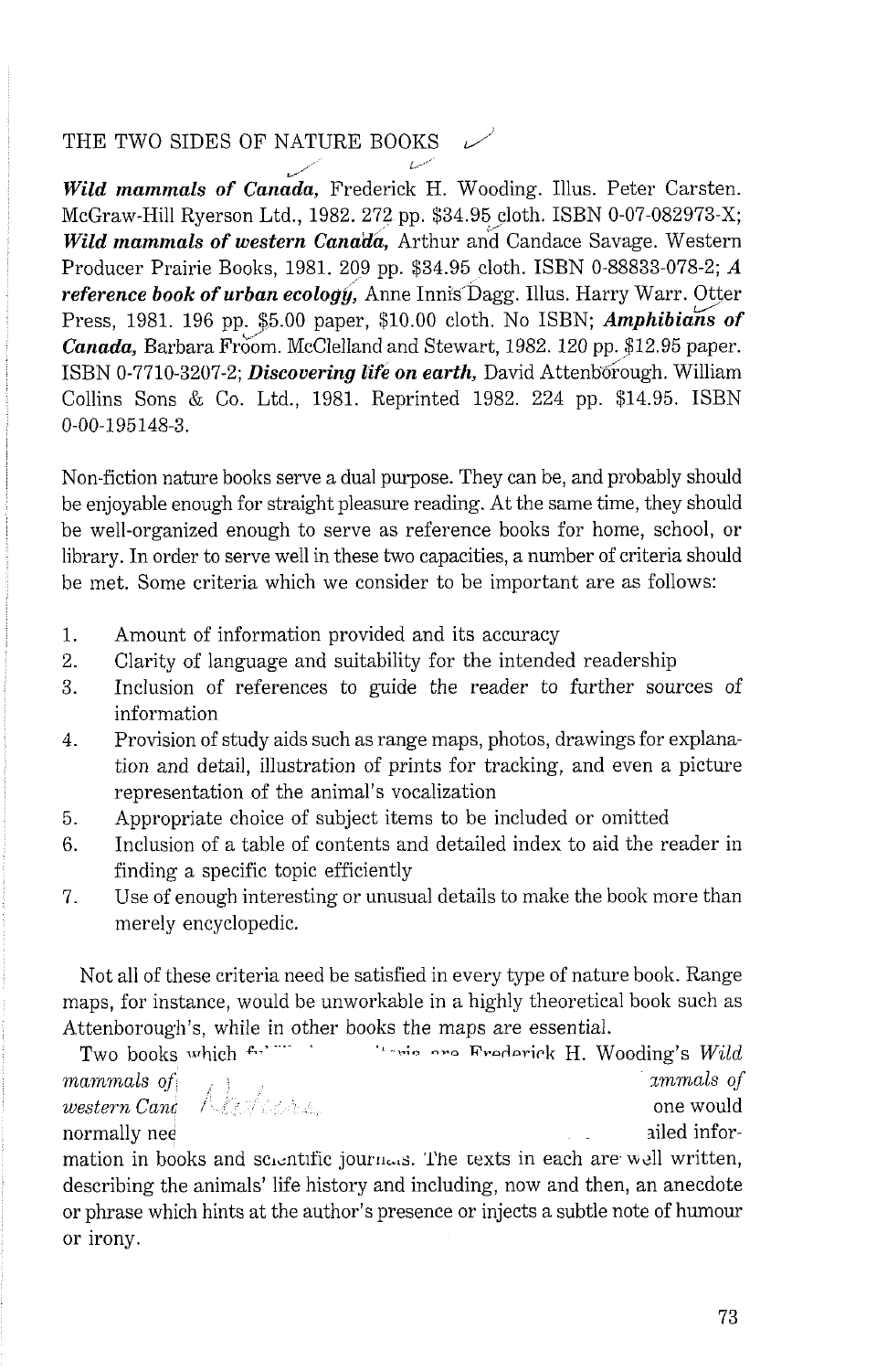THE TWO SIDES OF NATURE BOOKS

***Wild mammals of Canada,*** Frederick H. Wooding. Illus. Peter Carsten. McGraw-Hill Ryerson Ltd., 1982. 272 pp. $34.95 cloth. ISBN 0-07-082973-X; ***Wild mammals of western Canada,*** Arthur and Candace Savage. Western Producer Prairie Books, 1981. 209 pp. $34.95 cloth. ISBN 0-88833-078-2; ***A reference book of urban ecology,*** Anne Innis Dagg. Illus. Harry Warr. Otter Press, 1981. 196 pp. $5.00 paper, $10.00 cloth. No ISBN; ***Amphibians of Canada,*** Barbara Froom. McClelland and Stewart, 1982. 120 pp. $12.95 paper. ISBN 0-7710-3207-2; ***Discovering life on earth,*** David Attenborough. William Collins Sons & Co. Ltd., 1981. Reprinted 1982. 224 pp. $14.95. ISBN 0-00-195148-3.

Non-fiction nature books serve a dual purpose. They can be, and probably should be enjoyable enough for straight pleasure reading. At the same time, they should be well-organized enough to serve as reference books for home, school, or library. In order to serve well in these two capacities, a number of criteria should be met. Some criteria which we consider to be important are as follows:

1. Amount of information provided and its accuracy
2. Clarity of language and suitability for the intended readership
3. Inclusion of references to guide the reader to further sources of information
4. Provision of study aids such as range maps, photos, drawings for explanation and detail, illustration of prints for tracking, and even a picture representation of the animal's vocalization
5. Appropriate choice of subject items to be included or omitted
6. Inclusion of a table of contents and detailed index to aid the reader in finding a specific topic efficiently
7. Use of enough interesting or unusual details to make the book more than merely encyclopedic.

Not all of these criteria need be satisfied in every type of nature book. Range maps, for instance, would be unworkable in a highly theoretical book such as Attenborough's, while in other books the maps are essential.

Two books which f... ...are Frederick H. Wooding's *Wild mammals of* ... *ammals of western Can*... one would normally nee... ailed information in books and scientific journals. The texts in each are well written, describing the animals' life history and including, now and then, an anecdote or phrase which hints at the author's presence or injects a subtle note of humour or irony.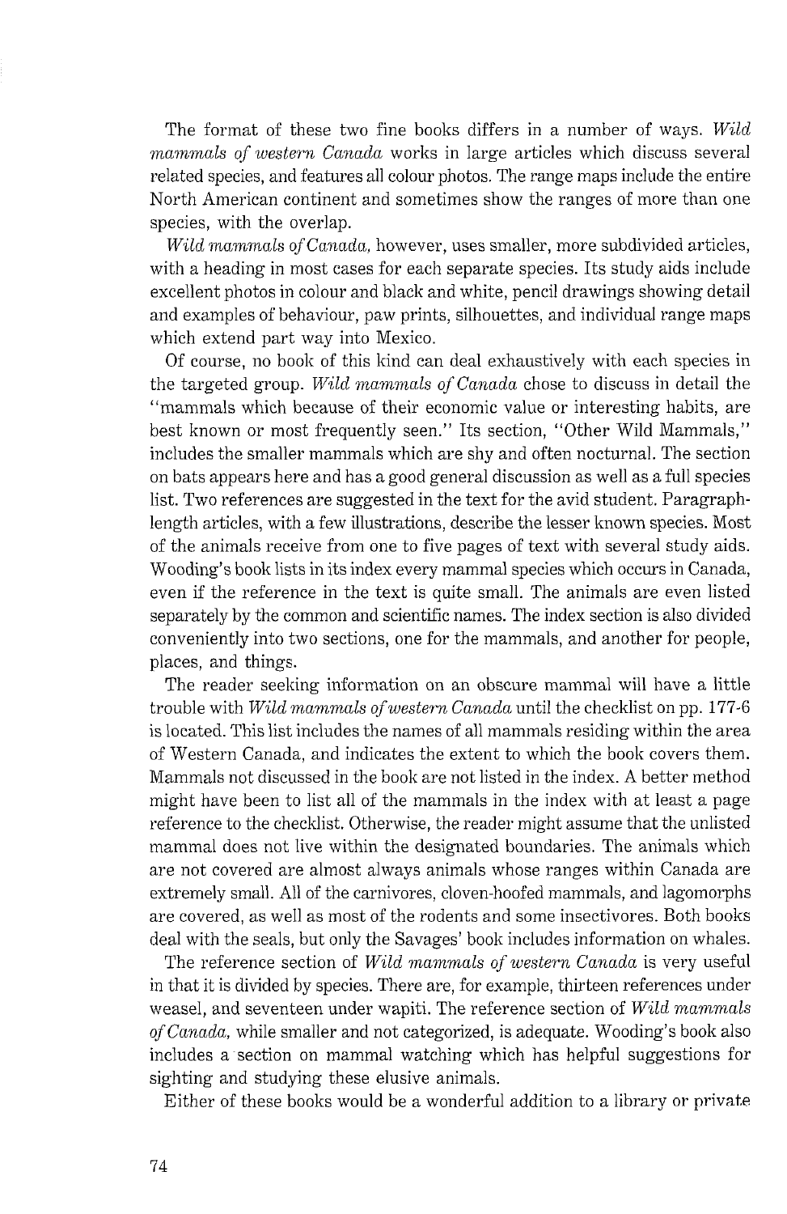The format of these two fine books differs in a number of ways. *Wild mammals of western Canada* works in large articles which discuss several related species, and features all colour photos. The range maps include the entire North American continent and sometimes show the ranges of more than one species, with the overlap.

*Wild mammals of Canada,* however, uses smaller, more subdivided articles, with a heading in most cases for each separate species. Its study aids include excellent photos in colour and black and white, pencil drawings showing detail and examples of behaviour, paw prints, silhouettes, and individual range maps which extend part way into Mexico.

Of course, no book of this kind can deal exhaustively with each species in the targeted group. *Wild mammals of Canada* chose to discuss in detail the "mammals which because of their economic value or interesting habits, are best known or most frequently seen." Its section, "Other Wild Mammals," includes the smaller mammals which are shy and often nocturnal. The section on bats appears here and has a good general discussion as well as a full species list. Two references are suggested in the text for the avid student. Paragraph-length articles, with a few illustrations, describe the lesser known species. Most of the animals receive from one to five pages of text with several study aids. Wooding's book lists in its index every mammal species which occurs in Canada, even if the reference in the text is quite small. The animals are even listed separately by the common and scientific names. The index section is also divided conveniently into two sections, one for the mammals, and another for people, places, and things.

The reader seeking information on an obscure mammal will have a little trouble with *Wild mammals of western Canada* until the checklist on pp. 177-6 is located. This list includes the names of all mammals residing within the area of Western Canada, and indicates the extent to which the book covers them. Mammals not discussed in the book are not listed in the index. A better method might have been to list all of the mammals in the index with at least a page reference to the checklist. Otherwise, the reader might assume that the unlisted mammal does not live within the designated boundaries. The animals which are not covered are almost always animals whose ranges within Canada are extremely small. All of the carnivores, cloven-hoofed mammals, and lagomorphs are covered, as well as most of the rodents and some insectivores. Both books deal with the seals, but only the Savages' book includes information on whales.

The reference section of *Wild mammals of western Canada* is very useful in that it is divided by species. There are, for example, thirteen references under weasel, and seventeen under wapiti. The reference section of *Wild mammals of Canada,* while smaller and not categorized, is adequate. Wooding's book also includes a section on mammal watching which has helpful suggestions for sighting and studying these elusive animals.

Either of these books would be a wonderful addition to a library or private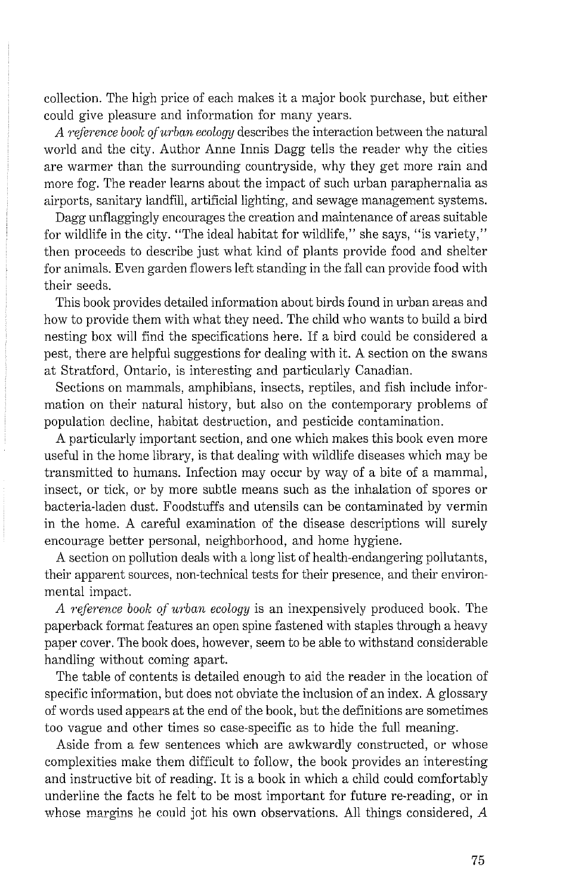collection. The high price of each makes it a major book purchase, but either could give pleasure and information for many years.

*A reference book of urban ecology* describes the interaction between the natural world and the city. Author Anne Innis Dagg tells the reader why the cities are warmer than the surrounding countryside, why they get more rain and more fog. The reader learns about the impact of such urban paraphernalia as airports, sanitary landfill, artificial lighting, and sewage management systems.

Dagg unflaggingly encourages the creation and maintenance of areas suitable for wildlife in the city. "The ideal habitat for wildlife," she says, "is variety," then proceeds to describe just what kind of plants provide food and shelter for animals. Even garden flowers left standing in the fall can provide food with their seeds.

This book provides detailed information about birds found in urban areas and how to provide them with what they need. The child who wants to build a bird nesting box will find the specifications here. If a bird could be considered a pest, there are helpful suggestions for dealing with it. A section on the swans at Stratford, Ontario, is interesting and particularly Canadian.

Sections on mammals, amphibians, insects, reptiles, and fish include information on their natural history, but also on the contemporary problems of population decline, habitat destruction, and pesticide contamination.

A particularly important section, and one which makes this book even more useful in the home library, is that dealing with wildlife diseases which may be transmitted to humans. Infection may occur by way of a bite of a mammal, insect, or tick, or by more subtle means such as the inhalation of spores or bacteria-laden dust. Foodstuffs and utensils can be contaminated by vermin in the home. A careful examination of the disease descriptions will surely encourage better personal, neighborhood, and home hygiene.

A section on pollution deals with a long list of health-endangering pollutants, their apparent sources, non-technical tests for their presence, and their environmental impact.

*A reference book of urban ecology* is an inexpensively produced book. The paperback format features an open spine fastened with staples through a heavy paper cover. The book does, however, seem to be able to withstand considerable handling without coming apart.

The table of contents is detailed enough to aid the reader in the location of specific information, but does not obviate the inclusion of an index. A glossary of words used appears at the end of the book, but the definitions are sometimes too vague and other times so case-specific as to hide the full meaning.

Aside from a few sentences which are awkwardly constructed, or whose complexities make them difficult to follow, the book provides an interesting and instructive bit of reading. It is a book in which a child could comfortably underline the facts he felt to be most important for future re-reading, or in whose margins he could jot his own observations. All things considered, *A*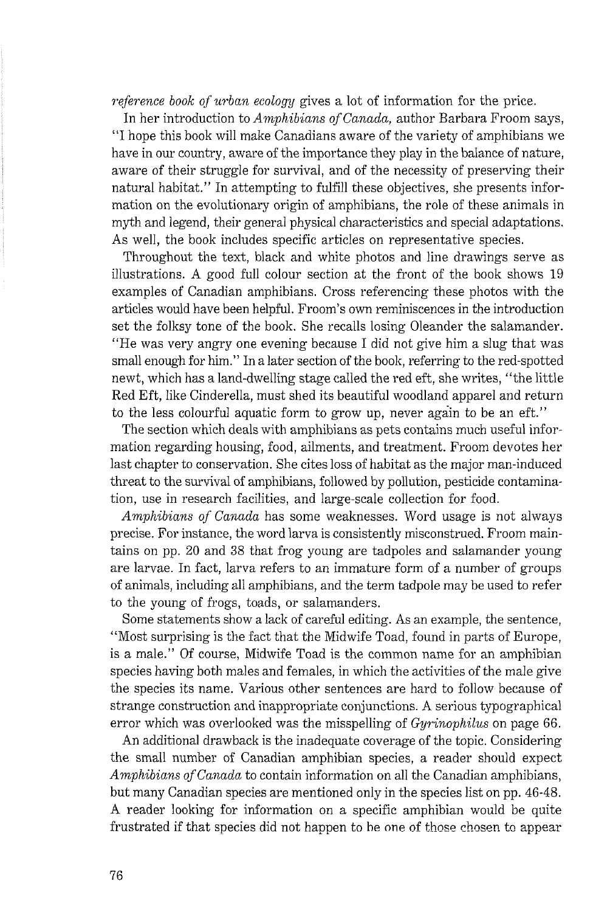*reference book of urban ecology* gives a lot of information for the price.

In her introduction to *Amphibians of Canada,* author Barbara Froom says, "I hope this book will make Canadians aware of the variety of amphibians we have in our country, aware of the importance they play in the balance of nature, aware of their struggle for survival, and of the necessity of preserving their natural habitat." In attempting to fulfill these objectives, she presents information on the evolutionary origin of amphibians, the role of these animals in myth and legend, their general physical characteristics and special adaptations. As well, the book includes specific articles on representative species.

Throughout the text, black and white photos and line drawings serve as illustrations. A good full colour section at the front of the book shows 19 examples of Canadian amphibians. Cross referencing these photos with the articles would have been helpful. Froom's own reminiscences in the introduction set the folksy tone of the book. She recalls losing Oleander the salamander. "He was very angry one evening because I did not give him a slug that was small enough for him." In a later section of the book, referring to the red-spotted newt, which has a land-dwelling stage called the red eft, she writes, "the little Red Eft, like Cinderella, must shed its beautiful woodland apparel and return to the less colourful aquatic form to grow up, never again to be an eft."

The section which deals with amphibians as pets contains much useful information regarding housing, food, ailments, and treatment. Froom devotes her last chapter to conservation. She cites loss of habitat as the major man-induced threat to the survival of amphibians, followed by pollution, pesticide contamination, use in research facilities, and large-scale collection for food.

*Amphibians of Canada* has some weaknesses. Word usage is not always precise. For instance, the word larva is consistently misconstrued. Froom maintains on pp. 20 and 38 that frog young are tadpoles and salamander young are larvae. In fact, larva refers to an immature form of a number of groups of animals, including all amphibians, and the term tadpole may be used to refer to the young of frogs, toads, or salamanders.

Some statements show a lack of careful editing. As an example, the sentence, "Most surprising is the fact that the Midwife Toad, found in parts of Europe, is a male." Of course, Midwife Toad is the common name for an amphibian species having both males and females, in which the activities of the male give the species its name. Various other sentences are hard to follow because of strange construction and inappropriate conjunctions. A serious typographical error which was overlooked was the misspelling of *Gyrinophilus* on page 66.

An additional drawback is the inadequate coverage of the topic. Considering the small number of Canadian amphibian species, a reader should expect *Amphibians of Canada* to contain information on all the Canadian amphibians, but many Canadian species are mentioned only in the species list on pp. 46-48. A reader looking for information on a specific amphibian would be quite frustrated if that species did not happen to be one of those chosen to appear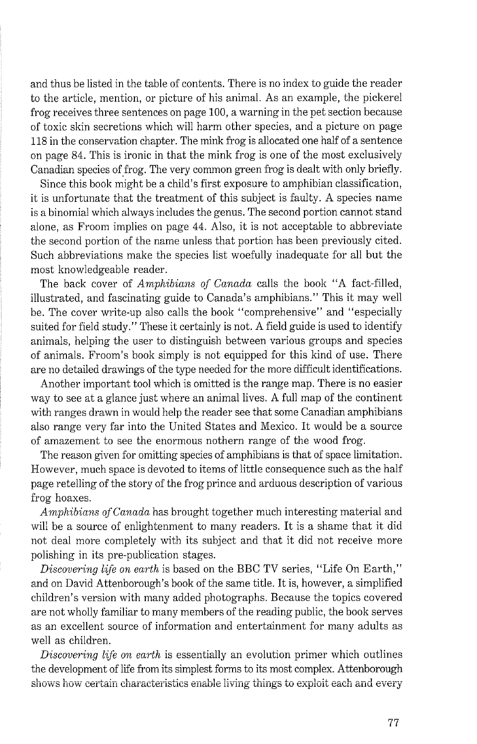and thus be listed in the table of contents. There is no index to guide the reader to the article, mention, or picture of his animal. As an example, the pickerel frog receives three sentences on page 100, a warning in the pet section because of toxic skin secretions which will harm other species, and a picture on page 118 in the conservation chapter. The mink frog is allocated one half of a sentence on page 84. This is ironic in that the mink frog is one of the most exclusively Canadian species of frog. The very common green frog is dealt with only briefly.

Since this book might be a child's first exposure to amphibian classification, it is unfortunate that the treatment of this subject is faulty. A species name is a binomial which always includes the genus. The second portion cannot stand alone, as Froom implies on page 44. Also, it is not acceptable to abbreviate the second portion of the name unless that portion has been previously cited. Such abbreviations make the species list woefully inadequate for all but the most knowledgeable reader.

The back cover of *Amphibians of Canada* calls the book "A fact-filled, illustrated, and fascinating guide to Canada's amphibians." This it may well be. The cover write-up also calls the book "comprehensive" and "especially suited for field study." These it certainly is not. A field guide is used to identify animals, helping the user to distinguish between various groups and species of animals. Froom's book simply is not equipped for this kind of use. There are no detailed drawings of the type needed for the more difficult identifications.

Another important tool which is omitted is the range map. There is no easier way to see at a glance just where an animal lives. A full map of the continent with ranges drawn in would help the reader see that some Canadian amphibians also range very far into the United States and Mexico. It would be a source of amazement to see the enormous nothern range of the wood frog.

The reason given for omitting species of amphibians is that of space limitation. However, much space is devoted to items of little consequence such as the half page retelling of the story of the frog prince and arduous description of various frog hoaxes.

*Amphibians of Canada* has brought together much interesting material and will be a source of enlightenment to many readers. It is a shame that it did not deal more completely with its subject and that it did not receive more polishing in its pre-publication stages.

*Discovering life on earth* is based on the BBC TV series, "Life On Earth," and on David Attenborough's book of the same title. It is, however, a simplified children's version with many added photographs. Because the topics covered are not wholly familiar to many members of the reading public, the book serves as an excellent source of information and entertainment for many adults as well as children.

*Discovering life on earth* is essentially an evolution primer which outlines the development of life from its simplest forms to its most complex. Attenborough shows how certain characteristics enable living things to exploit each and every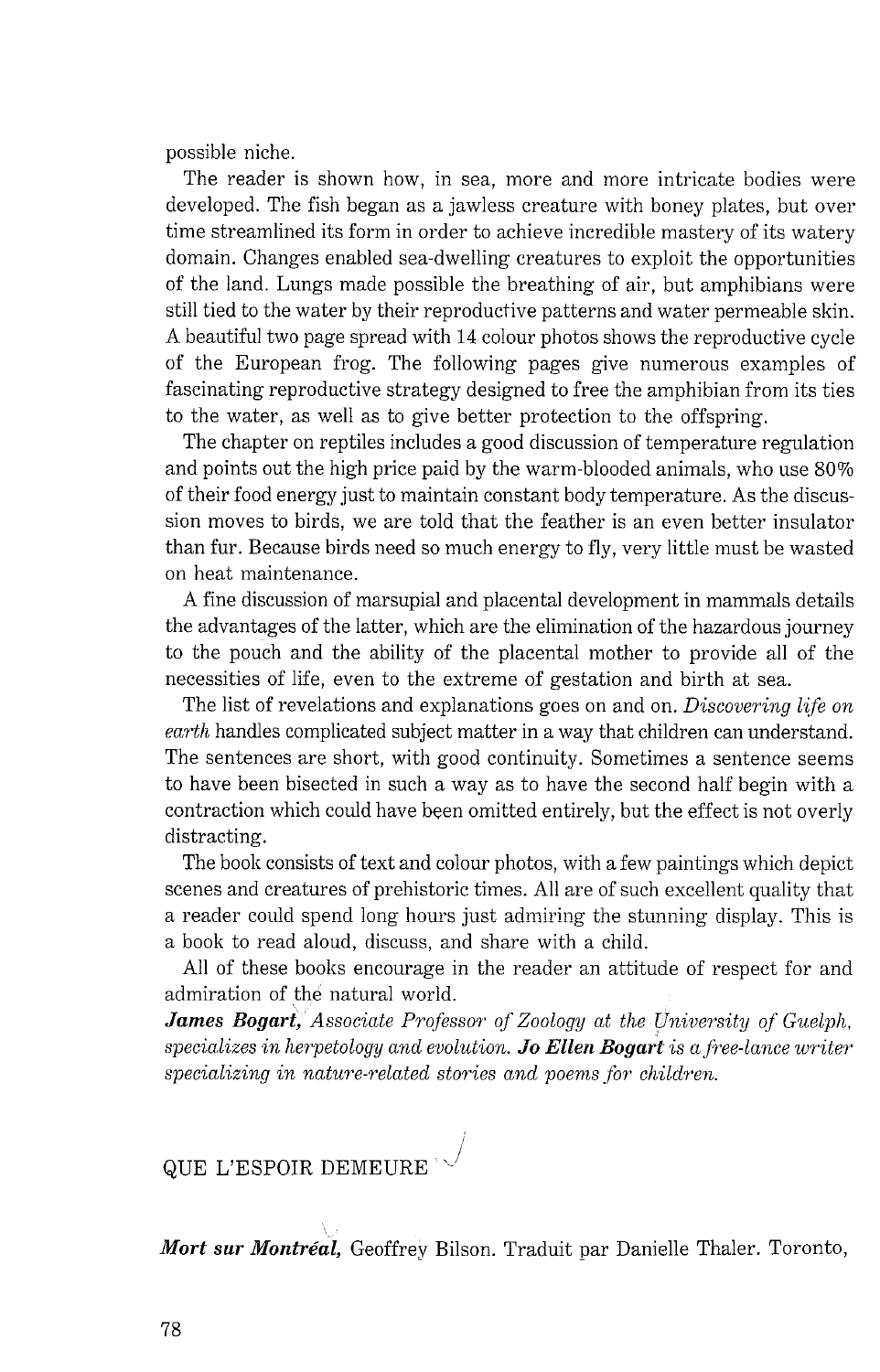possible niche.

The reader is shown how, in sea, more and more intricate bodies were developed. The fish began as a jawless creature with boney plates, but over time streamlined its form in order to achieve incredible mastery of its watery domain. Changes enabled sea-dwelling creatures to exploit the opportunities of the land. Lungs made possible the breathing of air, but amphibians were still tied to the water by their reproductive patterns and water permeable skin. A beautiful two page spread with 14 colour photos shows the reproductive cycle of the European frog. The following pages give numerous examples of fascinating reproductive strategy designed to free the amphibian from its ties to the water, as well as to give better protection to the offspring.

The chapter on reptiles includes a good discussion of temperature regulation and points out the high price paid by the warm-blooded animals, who use 80% of their food energy just to maintain constant body temperature. As the discussion moves to birds, we are told that the feather is an even better insulator than fur. Because birds need so much energy to fly, very little must be wasted on heat maintenance.

A fine discussion of marsupial and placental development in mammals details the advantages of the latter, which are the elimination of the hazardous journey to the pouch and the ability of the placental mother to provide all of the necessities of life, even to the extreme of gestation and birth at sea.

The list of revelations and explanations goes on and on. *Discovering life on earth* handles complicated subject matter in a way that children can understand. The sentences are short, with good continuity. Sometimes a sentence seems to have been bisected in such a way as to have the second half begin with a contraction which could have been omitted entirely, but the effect is not overly distracting.

The book consists of text and colour photos, with a few paintings which depict scenes and creatures of prehistoric times. All are of such excellent quality that a reader could spend long hours just admiring the stunning display. This is a book to read aloud, discuss, and share with a child.

All of these books encourage in the reader an attitude of respect for and admiration of the natural world.

***James Bogart,*** *Associate Professor of Zoology at the University of Guelph, specializes in herpetology and evolution.* ***Jo Ellen Bogart*** *is a free-lance writer specializing in nature-related stories and poems for children.*

## QUE L'ESPOIR DEMEURE

***Mort sur Montréal,*** Geoffrey Bilson. Traduit par Danielle Thaler. Toronto,